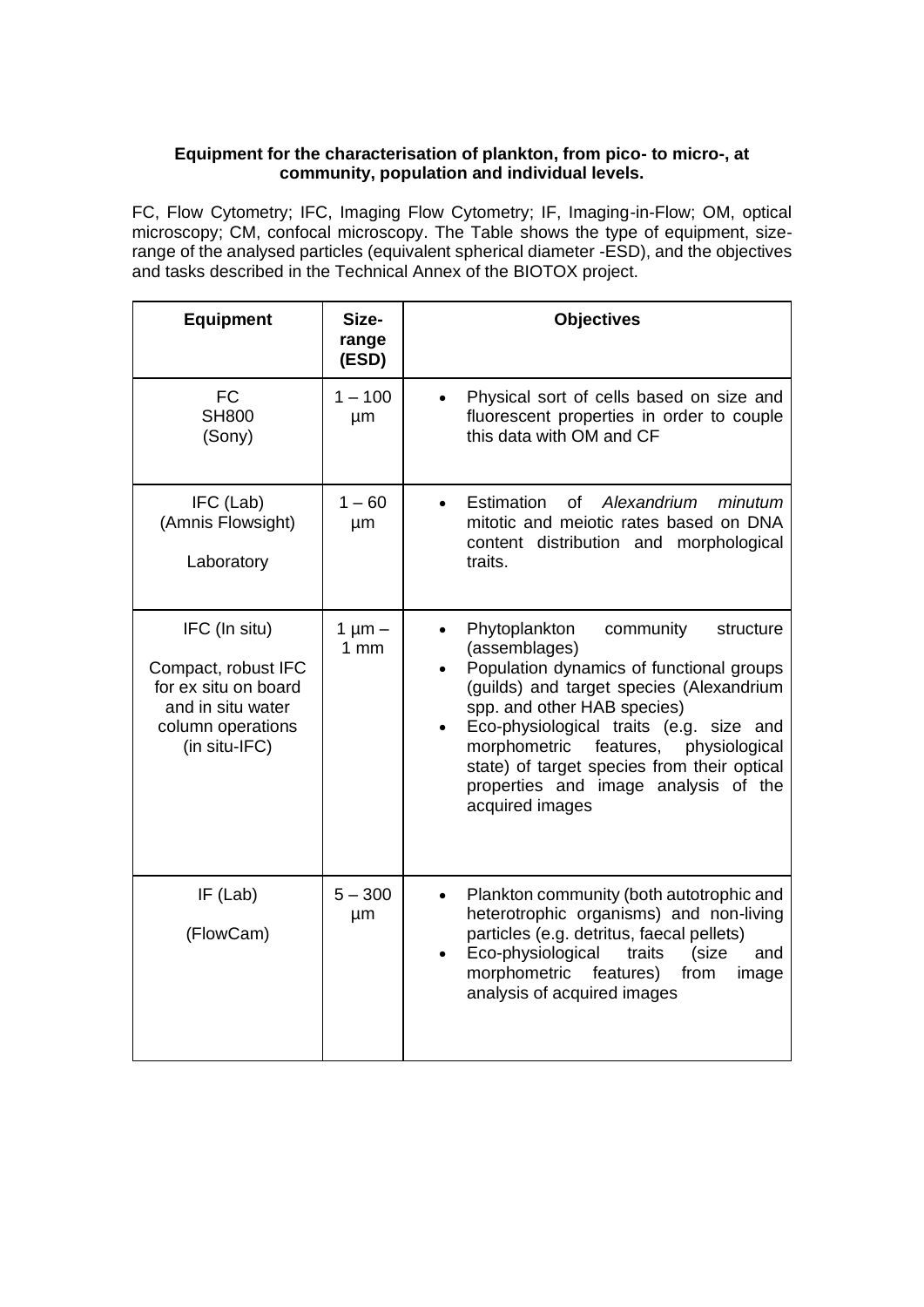**Equipment for the characterisation of plankton, from pico- to micro-, at community, population and individual levels.**

FC, Flow Cytometry; IFC, Imaging Flow Cytometry; IF, Imaging-in-Flow; OM, optical microscopy; CM, confocal microscopy. The Table shows the type of equipment, size-range of the analysed particles (equivalent spherical diameter -ESD), and the objectives and tasks described in the Technical Annex of the BIOTOX project.

| Equipment | Size-range (ESD) | Objectives |
|---|---|---|
| FC<br>SH800<br>(Sony) | 1 – 100 µm | • Physical sort of cells based on size and fluorescent properties in order to couple this data with OM and CF |
| IFC (Lab)<br>(Amnis Flowsight)<br><br>Laboratory | 1 – 60 µm | • Estimation of *Alexandrium minutum* mitotic and meiotic rates based on DNA content distribution and morphological traits. |
| IFC (In situ)<br><br>Compact, robust IFC for ex situ on board and in situ water column operations (in situ-IFC) | 1 µm – 1 mm | • Phytoplankton community structure (assemblages)<br>• Population dynamics of functional groups (guilds) and target species (Alexandrium spp. and other HAB species)<br>• Eco-physiological traits (e.g. size and morphometric features, physiological state) of target species from their optical properties and image analysis of the acquired images |
| IF (Lab)<br><br>(FlowCam) | 5 – 300 µm | • Plankton community (both autotrophic and heterotrophic organisms) and non-living particles (e.g. detritus, faecal pellets)<br>• Eco-physiological traits (size and morphometric features) from image analysis of acquired images |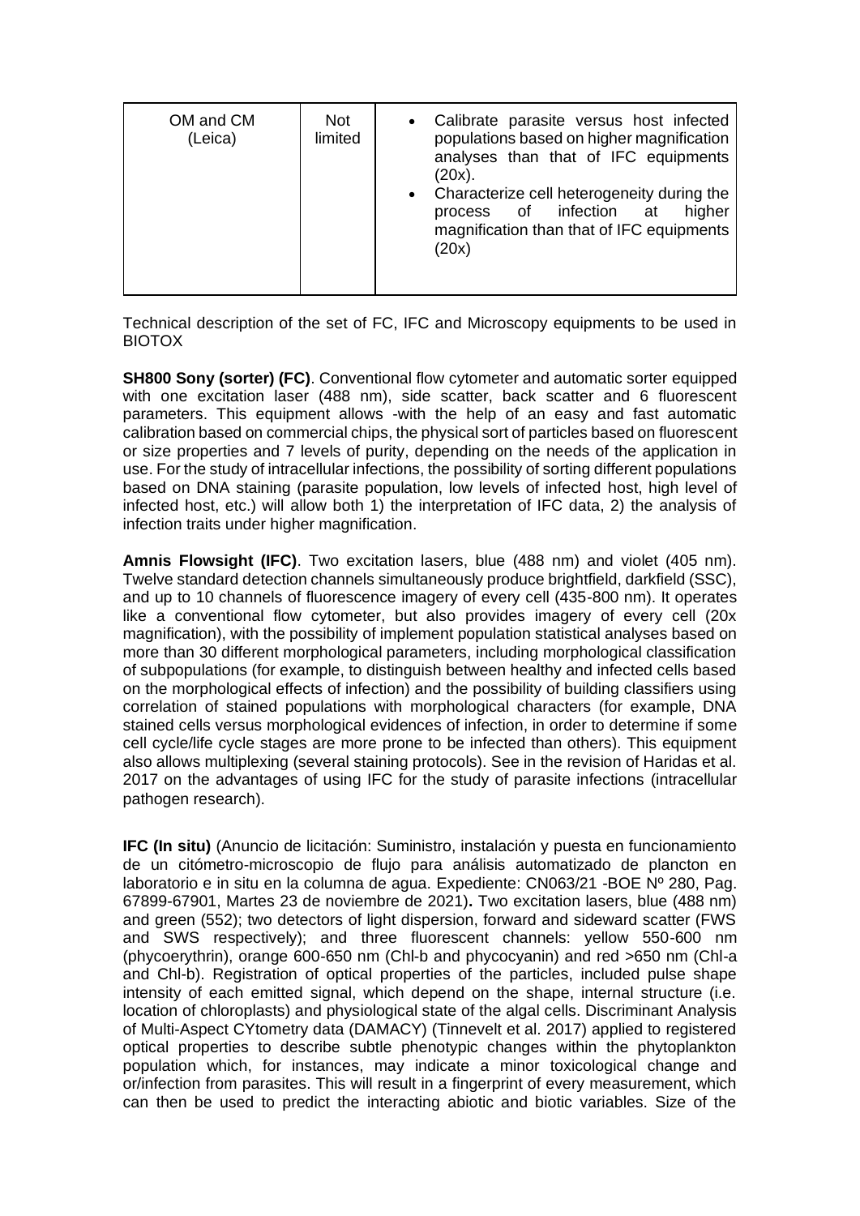| OM and CM (Leica) | Not limited | • Calibrate parasite versus host infected populations based on higher magnification analyses than that of IFC equipments (20x).<br>• Characterize cell heterogeneity during the process of infection at higher magnification than that of IFC equipments (20x) |
|---|---|---|

Technical description of the set of FC, IFC and Microscopy equipments to be used in BIOTOX

**SH800 Sony (sorter) (FC)**. Conventional flow cytometer and automatic sorter equipped with one excitation laser (488 nm), side scatter, back scatter and 6 fluorescent parameters. This equipment allows -with the help of an easy and fast automatic calibration based on commercial chips, the physical sort of particles based on fluorescent or size properties and 7 levels of purity, depending on the needs of the application in use. For the study of intracellular infections, the possibility of sorting different populations based on DNA staining (parasite population, low levels of infected host, high level of infected host, etc.) will allow both 1) the interpretation of IFC data, 2) the analysis of infection traits under higher magnification.

**Amnis Flowsight (IFC)**. Two excitation lasers, blue (488 nm) and violet (405 nm). Twelve standard detection channels simultaneously produce brightfield, darkfield (SSC), and up to 10 channels of fluorescence imagery of every cell (435-800 nm). It operates like a conventional flow cytometer, but also provides imagery of every cell (20x magnification), with the possibility of implement population statistical analyses based on more than 30 different morphological parameters, including morphological classification of subpopulations (for example, to distinguish between healthy and infected cells based on the morphological effects of infection) and the possibility of building classifiers using correlation of stained populations with morphological characters (for example, DNA stained cells versus morphological evidences of infection, in order to determine if some cell cycle/life cycle stages are more prone to be infected than others). This equipment also allows multiplexing (several staining protocols). See in the revision of Haridas et al. 2017 on the advantages of using IFC for the study of parasite infections (intracellular pathogen research).

**IFC (In situ)** (Anuncio de licitación: Suministro, instalación y puesta en funcionamiento de un citómetro-microscopio de flujo para análisis automatizado de plancton en laboratorio e in situ en la columna de agua. Expediente: CN063/21 -BOE Nº 280, Pag. 67899-67901, Martes 23 de noviembre de 2021)**.** Two excitation lasers, blue (488 nm) and green (552); two detectors of light dispersion, forward and sideward scatter (FWS and SWS respectively); and three fluorescent channels: yellow 550-600 nm (phycoerythrin), orange 600-650 nm (Chl-b and phycocyanin) and red >650 nm (Chl-a and Chl-b). Registration of optical properties of the particles, included pulse shape intensity of each emitted signal, which depend on the shape, internal structure (i.e. location of chloroplasts) and physiological state of the algal cells. Discriminant Analysis of Multi-Aspect CYtometry data (DAMACY) (Tinnevelt et al. 2017) applied to registered optical properties to describe subtle phenotypic changes within the phytoplankton population which, for instances, may indicate a minor toxicological change and or/infection from parasites. This will result in a fingerprint of every measurement, which can then be used to predict the interacting abiotic and biotic variables. Size of the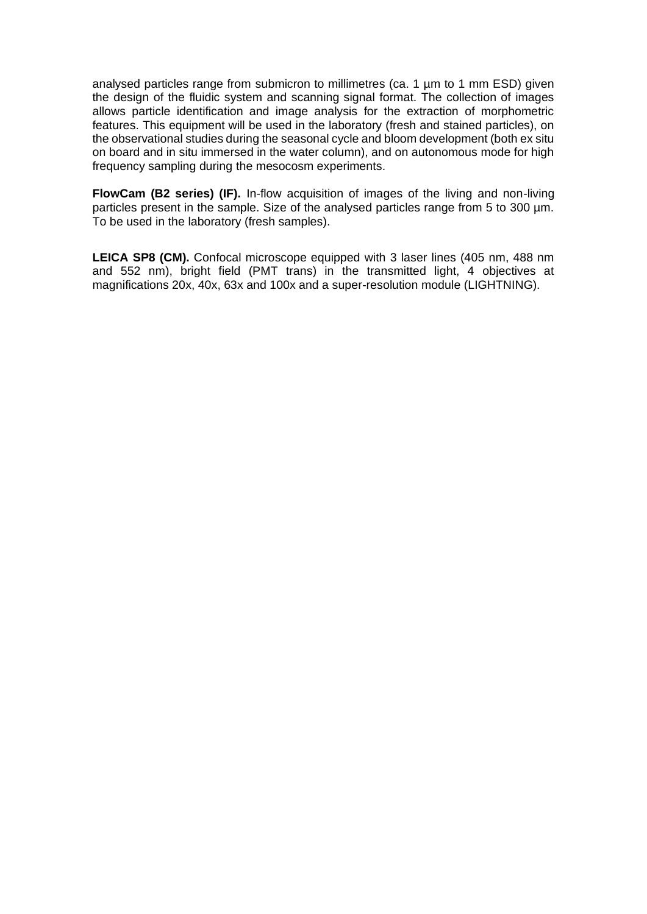analysed particles range from submicron to millimetres (ca. 1 µm to 1 mm ESD) given the design of the fluidic system and scanning signal format. The collection of images allows particle identification and image analysis for the extraction of morphometric features. This equipment will be used in the laboratory (fresh and stained particles), on the observational studies during the seasonal cycle and bloom development (both ex situ on board and in situ immersed in the water column), and on autonomous mode for high frequency sampling during the mesocosm experiments.

**FlowCam (B2 series) (IF).** In-flow acquisition of images of the living and non-living particles present in the sample. Size of the analysed particles range from 5 to 300 µm. To be used in the laboratory (fresh samples).

**LEICA SP8 (CM).** Confocal microscope equipped with 3 laser lines (405 nm, 488 nm and 552 nm), bright field (PMT trans) in the transmitted light, 4 objectives at magnifications 20x, 40x, 63x and 100x and a super-resolution module (LIGHTNING).